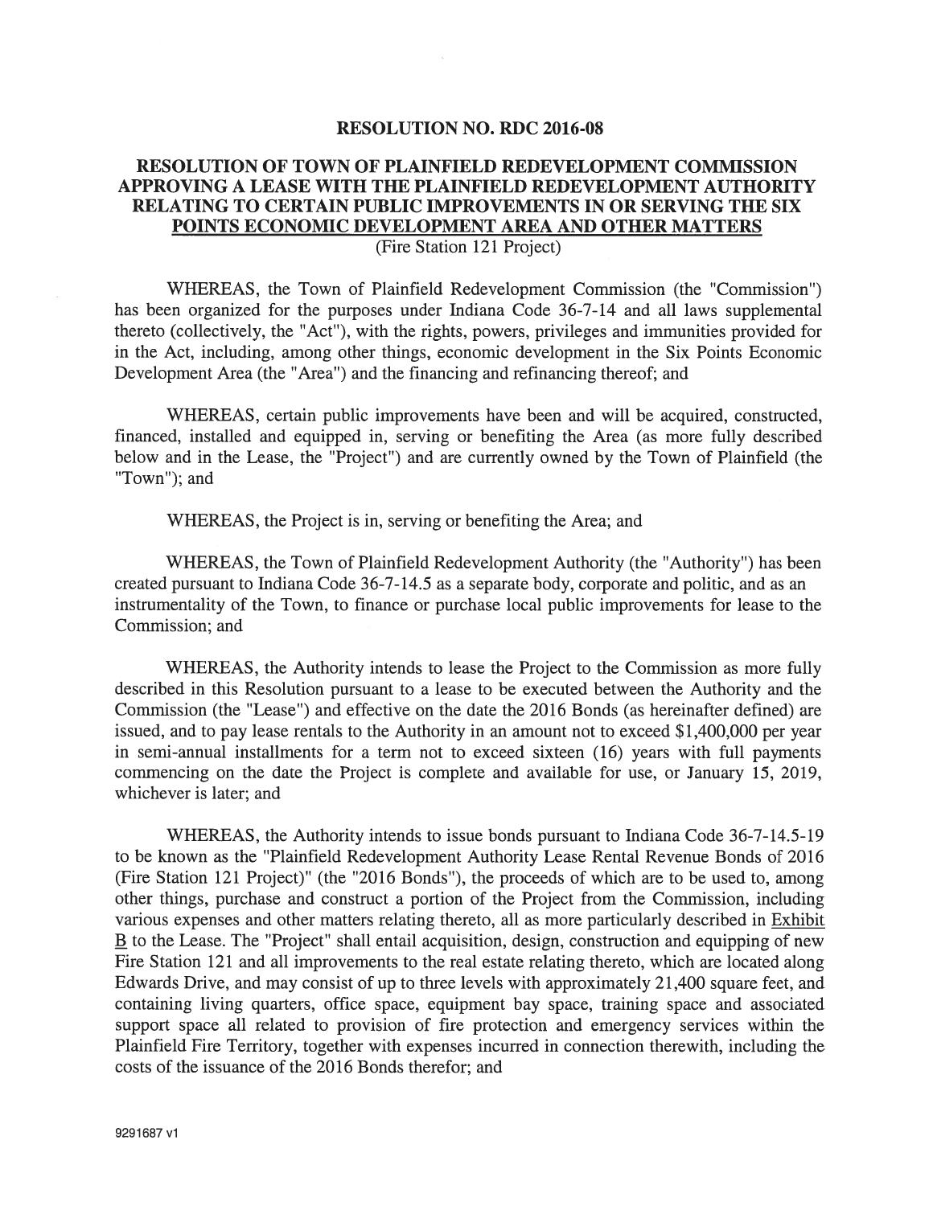# RESOLUTION NO. RDC 2016-08

## RESOLUTION OF TOWN OF PLAINFIELD REDEVELOPMENT COMMISSION APPROVING A LEASE WITH THE PLAINFIELD REDEVELOPMENT AUTHORITY RELATING TO CERTAIN PUBLIC IMPROVEMENTS IN OR SERVING THE SIX POINTS ECONOMIC DEVELOPMENT AREA AND OTHER MATTERS

(Fire Station 121 Project)

WHEREAS, the Town of Plainfield Redevelopment Commission (the "Commission") has been organized for the purposes under Indiana Code 36-7-14 and all laws supplemental thereto (collectively, the "Act"), with the rights, powers, privileges and immunities provided for in the Act, including, among other things, economic development in the Six Points Economic Development Area (the "Area") and the financing and refinancing thereof; and

WHEREAS, certain public improvements have been and will be acquired, constructed, financed, installed and equipped in, serving or benefiting the Area (as more fully described below and in the Lease, the "Project") and are currently owned by the Town of Plainfield (the "Town"); and

WHEREAS, the Project is in, serving or benefiting the Area; and

WHEREAS, the Town of Plainfield Redevelopment Authority (the "Authority") has been created pursuant to Indiana Code 36-7-14.5 as a separate body, corporate and politic, and as an instrumentality of the Town, to finance or purchase local public improvements for lease to the Commission; and

WHEREAS, the Authority intends to lease the Project to the Commission as more fully described in this Resolution pursuant to a lease to be executed between the Authority and the Commission (the "Lease") and effective on the date the 2016 Bonds (as hereinafter defined) are issued, and to pay lease rentals to the Authority in an amount not to exceed $1,400,000 per year in semi-annual installments for a term not to exceed sixteen (16) years with full payments commencing on the date the Project is complete and available for use, or January 15, 2019, whichever is later; and

WHEREAS, the Authority intends to issue bonds pursuant to Indiana Code 36-7-14.5-19 to be known as the "Plainfield Redevelopment Authority Lease Rental Revenue Bonds of 2016 (Fire Station 121 Project)" (the "2016 Bonds"), the proceeds of which are to be used to, among other things, purchase and construct a portion of the Project from the Commission, including various expenses and other matters relating thereto, all as more particularly described in Exhibit B to the Lease. The "Project" shall entail acquisition, design, construction and equipping of new Fire Station 121 and all improvements to the real estate relating thereto, which are located along Edwards Drive, and may consist of up to three levels with approximately 21,400 square feet, and containing living quarters, office space, equipment bay space, training space and associated support space all related to provision of fire protection and emergency services within the Plainfield Fire Territory, together with expenses incurred in connection therewith, including the costs of the issuance of the 2016 Bonds therefor; and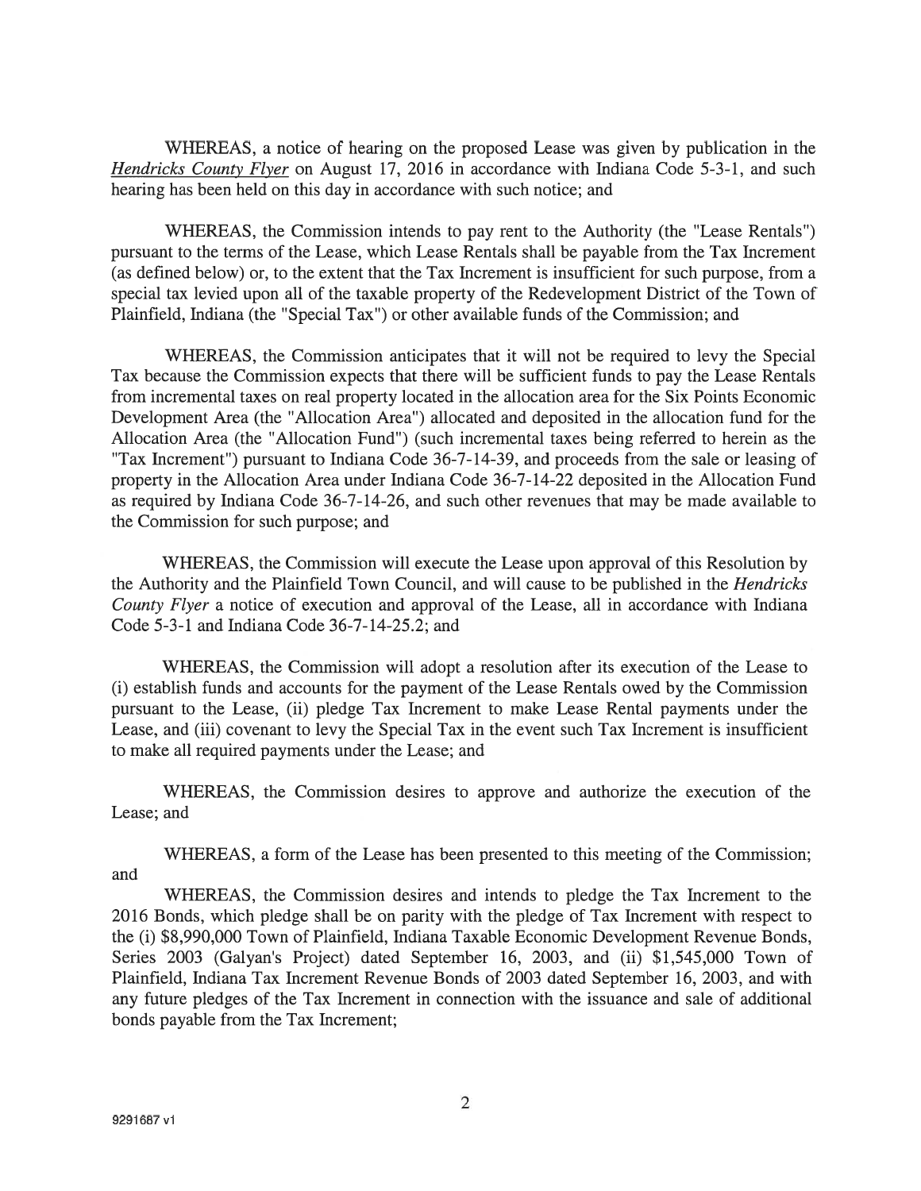WHEREAS, a notice of hearing on the proposed Lease was given by publication in the *Hendricks County Flyer* on August 17, 2016 in accordance with Indiana Code 5-3-1, and such hearing has been held on this day in accordance with such notice; and

WHEREAS, the Commission intends to pay rent to the Authority (the "Lease Rentals") pursuant to the terms of the Lease, which Lease Rentals shall be payable from the Tax Increment (as defined below) or, to the extent that the Tax Increment is insufficient for such purpose, from a special tax levied upon all of the taxable property of the Redevelopment District of the Town of Plainfield, Indiana (the "Special Tax") or other available funds of the Commission; and

WHEREAS, the Commission anticipates that it will not be required to levy the Special Tax because the Commission expects that there will be sufficient funds to pay the Lease Rentals from incremental taxes on real property located in the allocation area for the Six Points Economic Development Area (the "Allocation Area") allocated and deposited in the allocation fund for the Allocation Area (the "Allocation Fund") (such incremental taxes being referred to herein as the "Tax Increment") pursuant to Indiana Code 36-7-14-39, and proceeds from the sale or leasing of property in the Allocation Area under Indiana Code 36-7-14-22 deposited in the Allocation Fund as required by Indiana Code 36-7-14-26, and such other revenues that may be made available to the Commission for such purpose; and

WHEREAS, the Commission will execute the Lease upon approval of this Resolution by the Authority and the Plainfield Town Council, and will cause to be published in the *Hendricks County Flyer* a notice of execution and approval of the Lease, all in accordance with Indiana Code 5-3-1 and Indiana Code 36-7-14-25.2; and

WHEREAS, the Commission will adopt a resolution after its execution of the Lease to (i) establish funds and accounts for the payment of the Lease Rentals owed by the Commission pursuant to the Lease, (ii) pledge Tax Increment to make Lease Rental payments under the Lease, and (iii) covenant to levy the Special Tax in the event such Tax Increment is insufficient to make all required payments under the Lease; and

WHEREAS, the Commission desires to approve and authorize the execution of the Lease; and

WHEREAS, a form of the Lease has been presented to this meeting of the Commission; and

WHEREAS, the Commission desires and intends to pledge the Tax Increment to the 2016 Bonds, which pledge shall be on parity with the pledge of Tax Increment with respect to the (i) $8,990,000 Town of Plainfield, Indiana Taxable Economic Development Revenue Bonds, Series 2003 (Galyan's Project) dated September 16, 2003, and (ii) $1,545,000 Town of Plainfield, Indiana Tax Increment Revenue Bonds of 2003 dated September 16, 2003, and with any future pledges of the Tax Increment in connection with the issuance and sale of additional bonds payable from the Tax Increment;

9291687 v1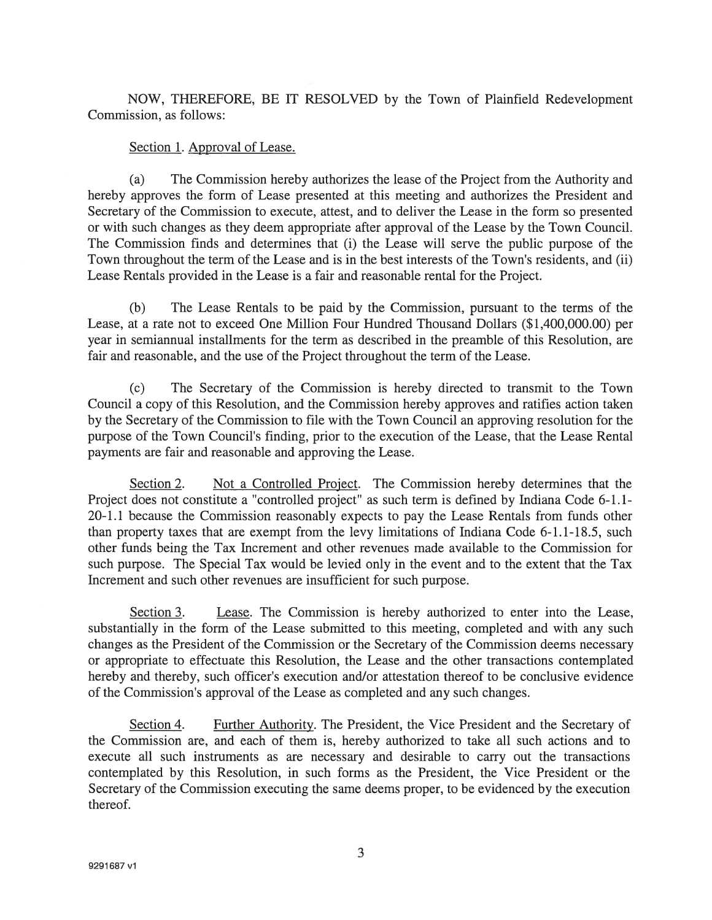NOW, THEREFORE, BE IT RESOLVED by the Town of Plainfield Redevelopment Commission, as follows:

Section 1. Approval of Lease.

(a) The Commission hereby authorizes the lease of the Project from the Authority and hereby approves the form of Lease presented at this meeting and authorizes the President and Secretary of the Commission to execute, attest, and to deliver the Lease in the form so presented or with such changes as they deem appropriate after approval of the Lease by the Town Council. The Commission finds and determines that (i) the Lease will serve the public purpose of the Town throughout the term of the Lease and is in the best interests of the Town's residents, and (ii) Lease Rentals provided in the Lease is a fair and reasonable rental for the Project.

(b) The Lease Rentals to be paid by the Commission, pursuant to the terms of the Lease, at a rate not to exceed One Million Four Hundred Thousand Dollars ($1,400,000.00) per year in semiannual installments for the term as described in the preamble of this Resolution, are fair and reasonable, and the use of the Project throughout the term of the Lease.

(c) The Secretary of the Commission is hereby directed to transmit to the Town Council a copy of this Resolution, and the Commission hereby approves and ratifies action taken by the Secretary of the Commission to file with the Town Council an approving resolution for the purpose of the Town Council's finding, prior to the execution of the Lease, that the Lease Rental payments are fair and reasonable and approving the Lease.

Section 2. Not a Controlled Project. The Commission hereby determines that the Project does not constitute a "controlled project" as such term is defined by Indiana Code 6-1.1-20-1.1 because the Commission reasonably expects to pay the Lease Rentals from funds other than property taxes that are exempt from the levy limitations of Indiana Code 6-1.1-18.5, such other funds being the Tax Increment and other revenues made available to the Commission for such purpose. The Special Tax would be levied only in the event and to the extent that the Tax Increment and such other revenues are insufficient for such purpose.

Section 3. Lease. The Commission is hereby authorized to enter into the Lease, substantially in the form of the Lease submitted to this meeting, completed and with any such changes as the President of the Commission or the Secretary of the Commission deems necessary or appropriate to effectuate this Resolution, the Lease and the other transactions contemplated hereby and thereby, such officer's execution and/or attestation thereof to be conclusive evidence of the Commission's approval of the Lease as completed and any such changes.

Section 4. Further Authority. The President, the Vice President and the Secretary of the Commission are, and each of them is, hereby authorized to take all such actions and to execute all such instruments as are necessary and desirable to carry out the transactions contemplated by this Resolution, in such forms as the President, the Vice President or the Secretary of the Commission executing the same deems proper, to be evidenced by the execution thereof.

9291687 v1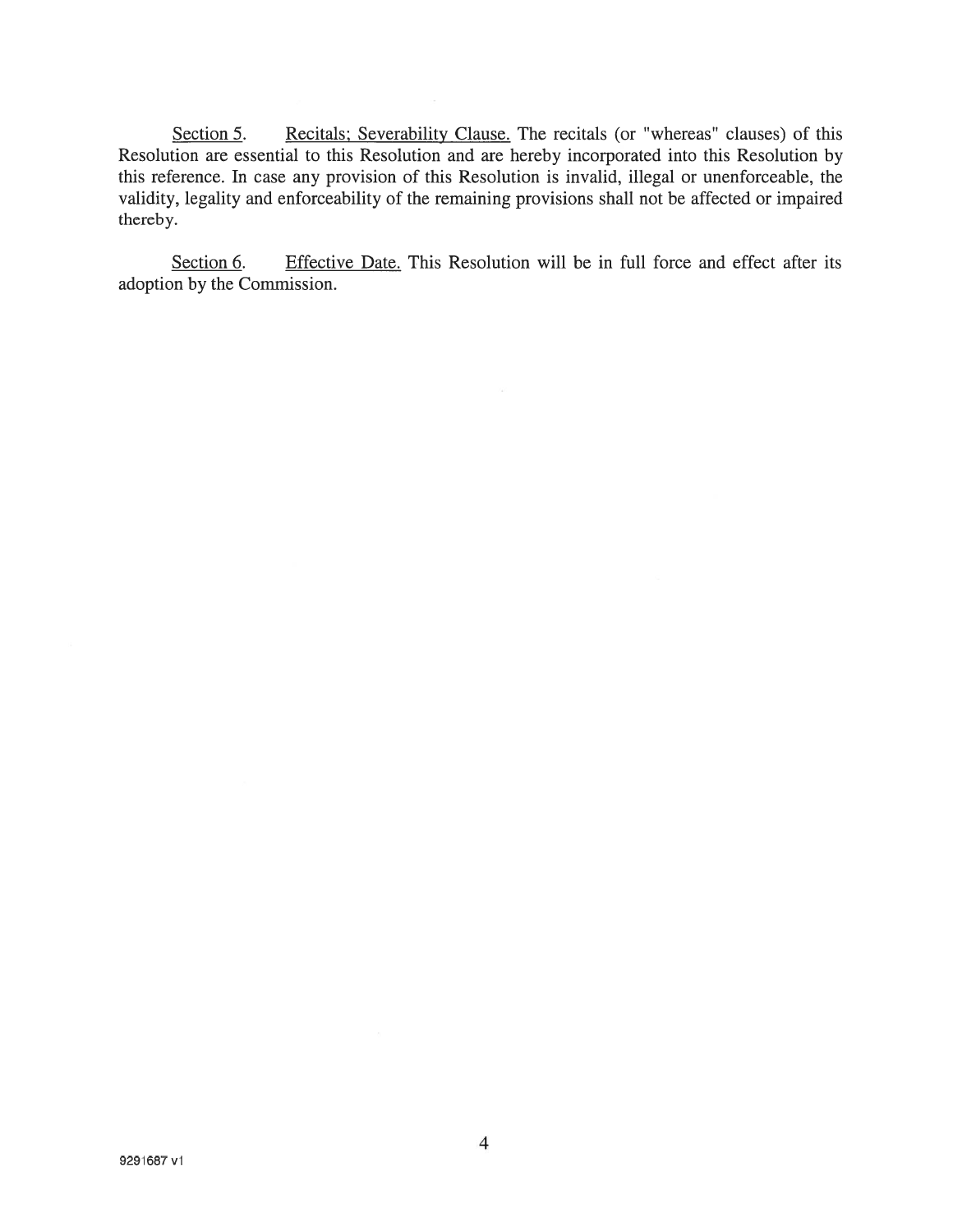Section 5. Recitals; Severability Clause. The recitals (or "whereas" clauses) of this Resolution are essential to this Resolution and are hereby incorporated into this Resolution by this reference. In case any provision of this Resolution is invalid, illegal or unenforceable, the validity, legality and enforceability of the remaining provisions shall not be affected or impaired thereby.

Section 6. Effective Date. This Resolution will be in full force and effect after its adoption by the Commission.

9291687 v1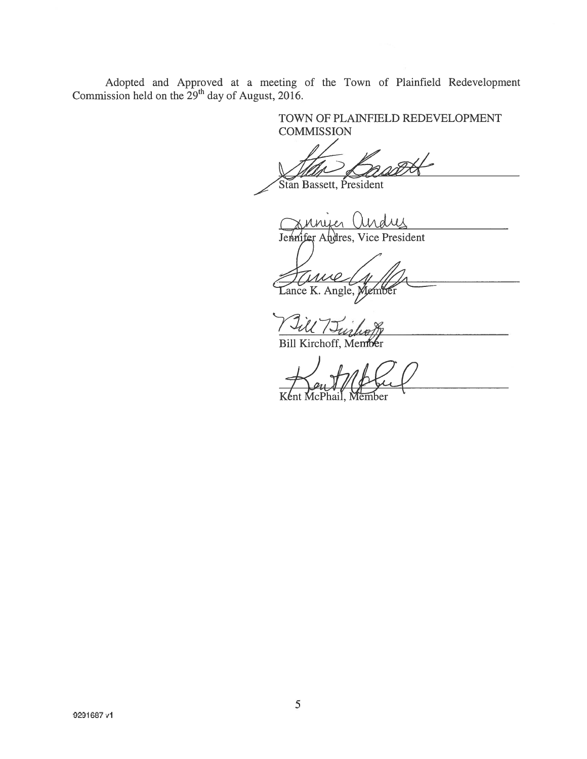Adopted and Approved at a meeting of the Town of Plainfield Redevelopment Commission held on the 29th day of August, 2016.

TOWN OF PLAINFIELD REDEVELOPMENT COMMISSION

Stan Bassett, President

Jennifer Andres, Vice President

Lance K. Angle, Member

Bill Kirchoff, Member

Kent McPhail, Member

9291687 v1